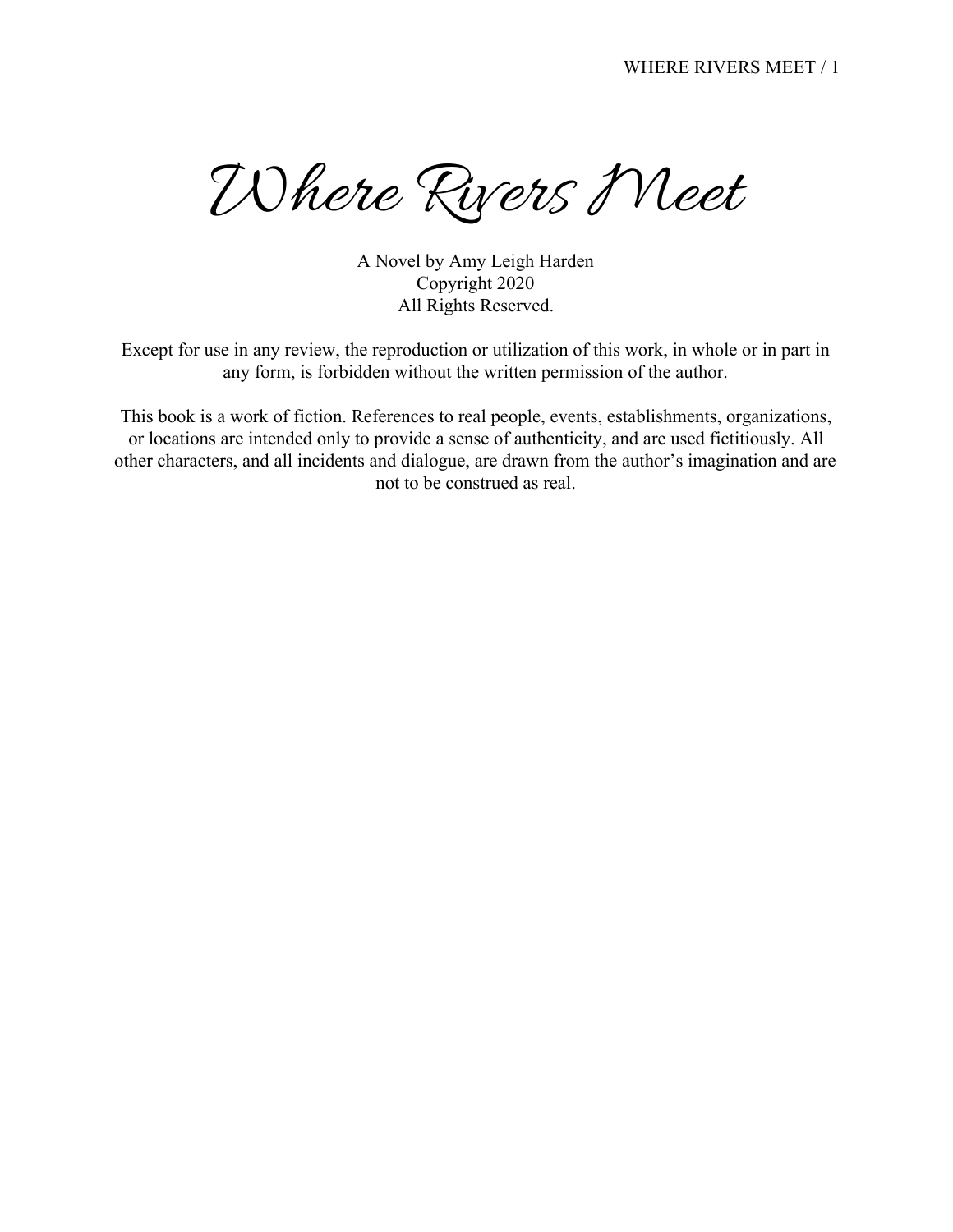# Where Rivers Meet

A Novel by Amy Leigh Harden
Copyright 2020
All Rights Reserved.

Except for use in any review, the reproduction or utilization of this work, in whole or in part in any form, is forbidden without the written permission of the author.

This book is a work of fiction. References to real people, events, establishments, organizations, or locations are intended only to provide a sense of authenticity, and are used fictitiously. All other characters, and all incidents and dialogue, are drawn from the author's imagination and are not to be construed as real.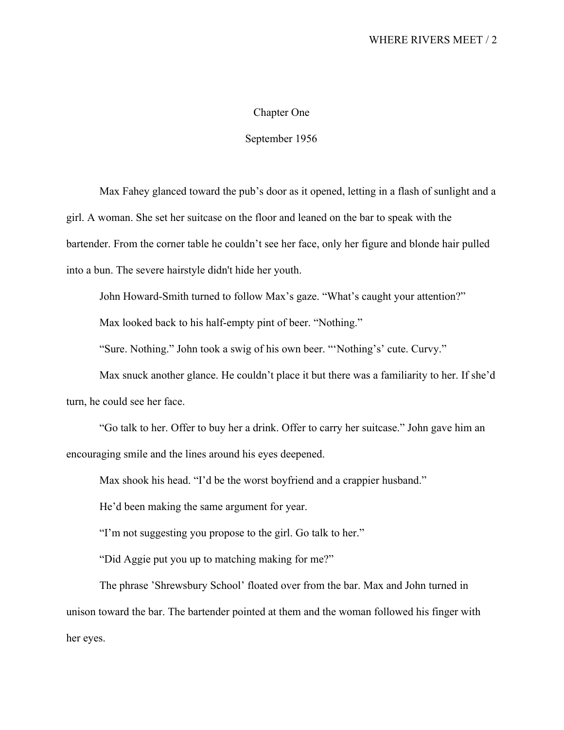# Chapter One

## September 1956

Max Fahey glanced toward the pub's door as it opened, letting in a flash of sunlight and a girl. A woman. She set her suitcase on the floor and leaned on the bar to speak with the bartender. From the corner table he couldn't see her face, only her figure and blonde hair pulled into a bun. The severe hairstyle didn't hide her youth.

John Howard-Smith turned to follow Max's gaze. "What's caught your attention?"

Max looked back to his half-empty pint of beer. "Nothing."

"Sure. Nothing." John took a swig of his own beer. "'Nothing's' cute. Curvy."

Max snuck another glance. He couldn't place it but there was a familiarity to her. If she'd turn, he could see her face.

"Go talk to her. Offer to buy her a drink. Offer to carry her suitcase." John gave him an encouraging smile and the lines around his eyes deepened.

Max shook his head. "I'd be the worst boyfriend and a crappier husband."

He'd been making the same argument for year.

"I'm not suggesting you propose to the girl. Go talk to her."

"Did Aggie put you up to matching making for me?"

The phrase 'Shrewsbury School' floated over from the bar. Max and John turned in unison toward the bar. The bartender pointed at them and the woman followed his finger with her eyes.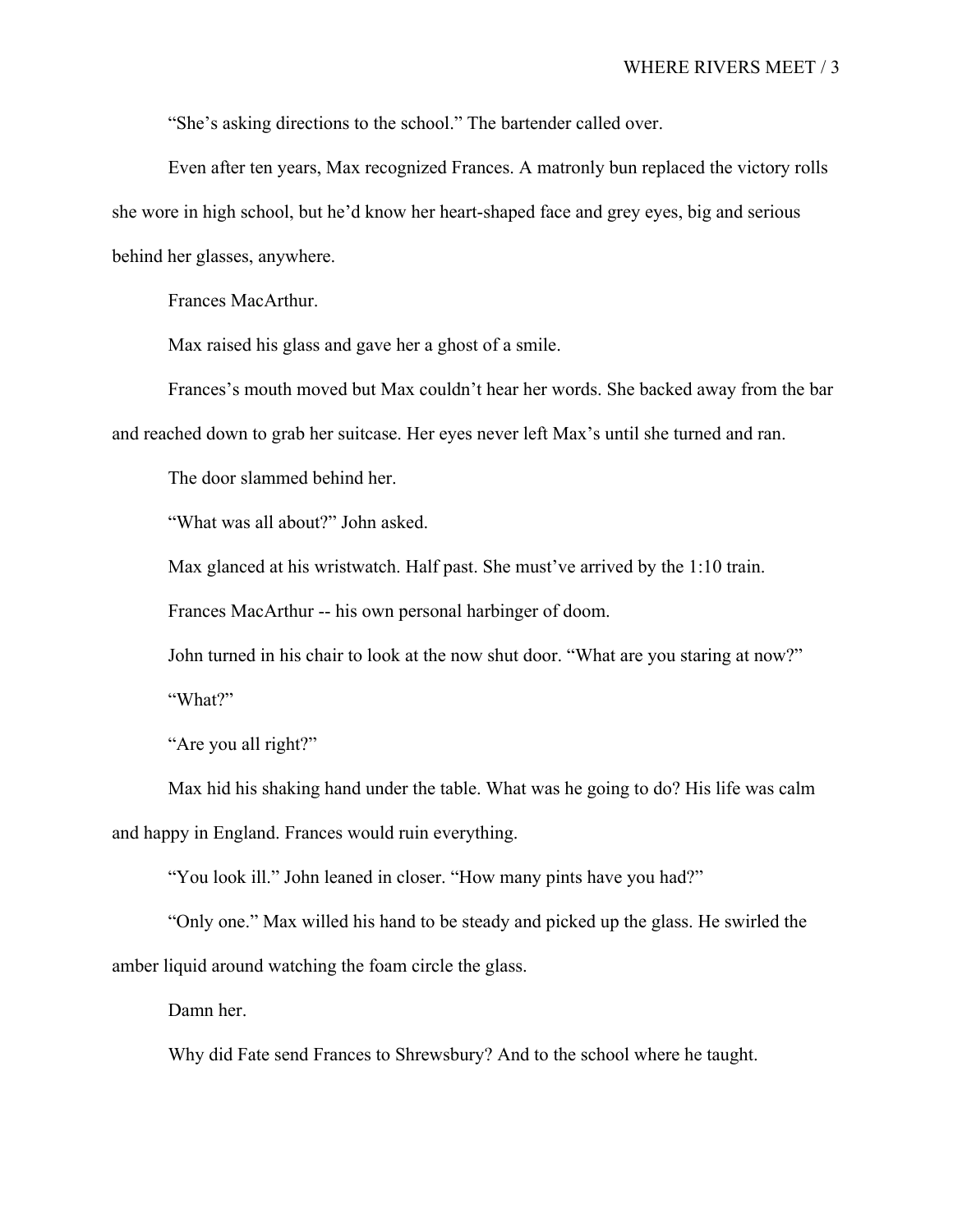"She's asking directions to the school." The bartender called over.

Even after ten years, Max recognized Frances. A matronly bun replaced the victory rolls she wore in high school, but he'd know her heart-shaped face and grey eyes, big and serious behind her glasses, anywhere.

Frances MacArthur.

Max raised his glass and gave her a ghost of a smile.

Frances's mouth moved but Max couldn't hear her words. She backed away from the bar and reached down to grab her suitcase. Her eyes never left Max's until she turned and ran.

The door slammed behind her.

"What was all about?" John asked.

Max glanced at his wristwatch. Half past. She must've arrived by the 1:10 train.

Frances MacArthur -- his own personal harbinger of doom.

John turned in his chair to look at the now shut door. "What are you staring at now?"

"What?"

"Are you all right?"

Max hid his shaking hand under the table. What was he going to do? His life was calm and happy in England. Frances would ruin everything.

"You look ill." John leaned in closer. "How many pints have you had?"

"Only one." Max willed his hand to be steady and picked up the glass. He swirled the amber liquid around watching the foam circle the glass.

Damn her.

Why did Fate send Frances to Shrewsbury? And to the school where he taught.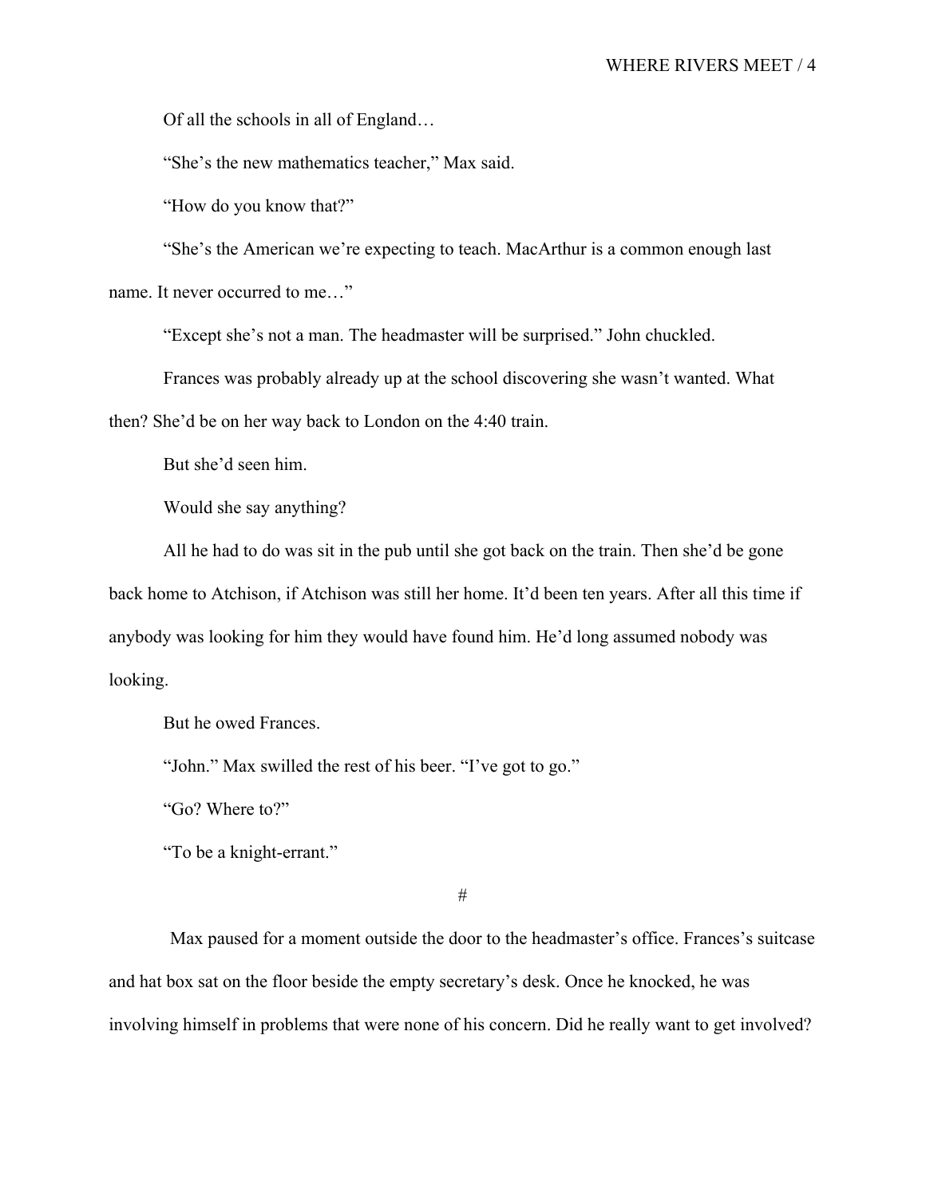Of all the schools in all of England…

“She’s the new mathematics teacher,” Max said.

“How do you know that?”

“She’s the American we’re expecting to teach. MacArthur is a common enough last name. It never occurred to me…”

“Except she’s not a man. The headmaster will be surprised.” John chuckled.

Frances was probably already up at the school discovering she wasn’t wanted. What then? She’d be on her way back to London on the 4:40 train.

But she’d seen him.

Would she say anything?

All he had to do was sit in the pub until she got back on the train. Then she’d be gone back home to Atchison, if Atchison was still her home. It’d been ten years. After all this time if anybody was looking for him they would have found him. He’d long assumed nobody was looking.

But he owed Frances.

“John.” Max swilled the rest of his beer. “I’ve got to go.”

“Go? Where to?”

“To be a knight-errant.”

#

Max paused for a moment outside the door to the headmaster’s office. Frances’s suitcase and hat box sat on the floor beside the empty secretary’s desk. Once he knocked, he was involving himself in problems that were none of his concern. Did he really want to get involved?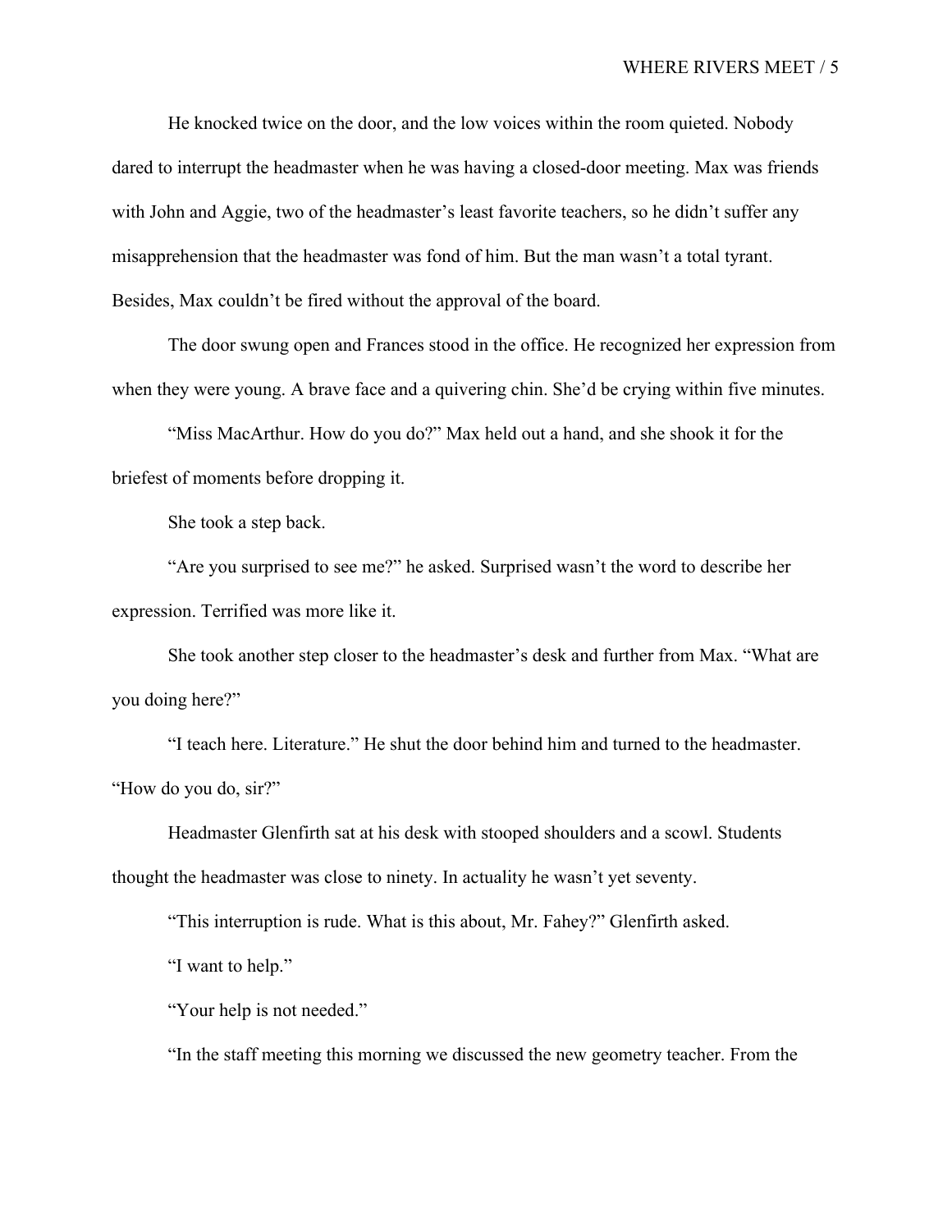He knocked twice on the door, and the low voices within the room quieted. Nobody dared to interrupt the headmaster when he was having a closed-door meeting. Max was friends with John and Aggie, two of the headmaster's least favorite teachers, so he didn't suffer any misapprehension that the headmaster was fond of him. But the man wasn't a total tyrant. Besides, Max couldn't be fired without the approval of the board.

The door swung open and Frances stood in the office. He recognized her expression from when they were young. A brave face and a quivering chin. She'd be crying within five minutes.

"Miss MacArthur. How do you do?" Max held out a hand, and she shook it for the briefest of moments before dropping it.

She took a step back.

"Are you surprised to see me?" he asked. Surprised wasn't the word to describe her expression. Terrified was more like it.

She took another step closer to the headmaster's desk and further from Max. "What are you doing here?"

"I teach here. Literature." He shut the door behind him and turned to the headmaster. "How do you do, sir?"

Headmaster Glenfirth sat at his desk with stooped shoulders and a scowl. Students thought the headmaster was close to ninety. In actuality he wasn't yet seventy.

"This interruption is rude. What is this about, Mr. Fahey?" Glenfirth asked.

"I want to help."

"Your help is not needed."

"In the staff meeting this morning we discussed the new geometry teacher. From the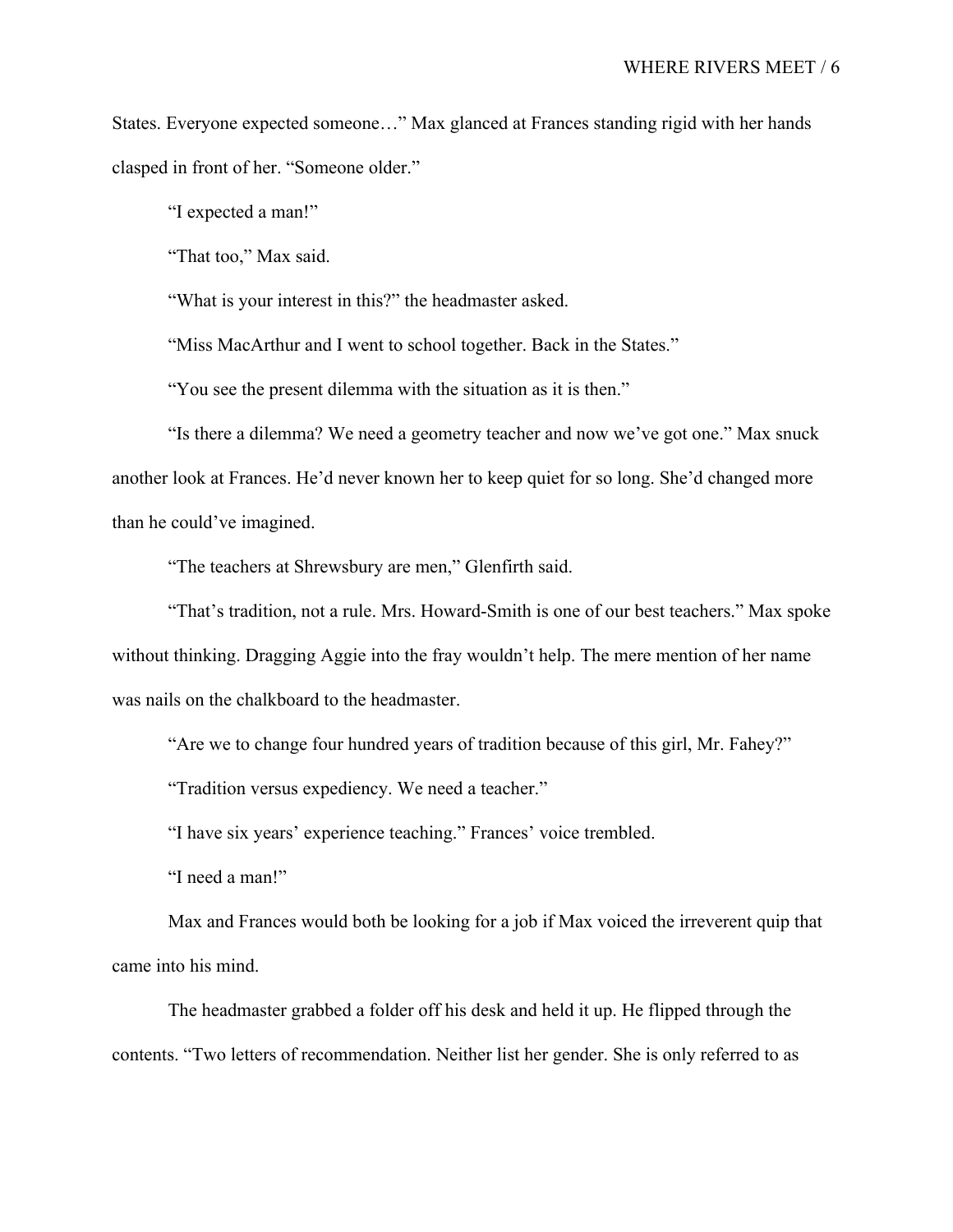States. Everyone expected someone…" Max glanced at Frances standing rigid with her hands clasped in front of her. "Someone older."

"I expected a man!"

"That too," Max said.

"What is your interest in this?" the headmaster asked.

"Miss MacArthur and I went to school together. Back in the States."

"You see the present dilemma with the situation as it is then."

"Is there a dilemma? We need a geometry teacher and now we've got one." Max snuck another look at Frances. He'd never known her to keep quiet for so long. She'd changed more than he could've imagined.

"The teachers at Shrewsbury are men," Glenfirth said.

"That's tradition, not a rule. Mrs. Howard-Smith is one of our best teachers." Max spoke without thinking. Dragging Aggie into the fray wouldn't help. The mere mention of her name was nails on the chalkboard to the headmaster.

"Are we to change four hundred years of tradition because of this girl, Mr. Fahey?"

"Tradition versus expediency. We need a teacher."

"I have six years' experience teaching." Frances' voice trembled.

"I need a man!"

Max and Frances would both be looking for a job if Max voiced the irreverent quip that came into his mind.

The headmaster grabbed a folder off his desk and held it up. He flipped through the contents. "Two letters of recommendation. Neither list her gender. She is only referred to as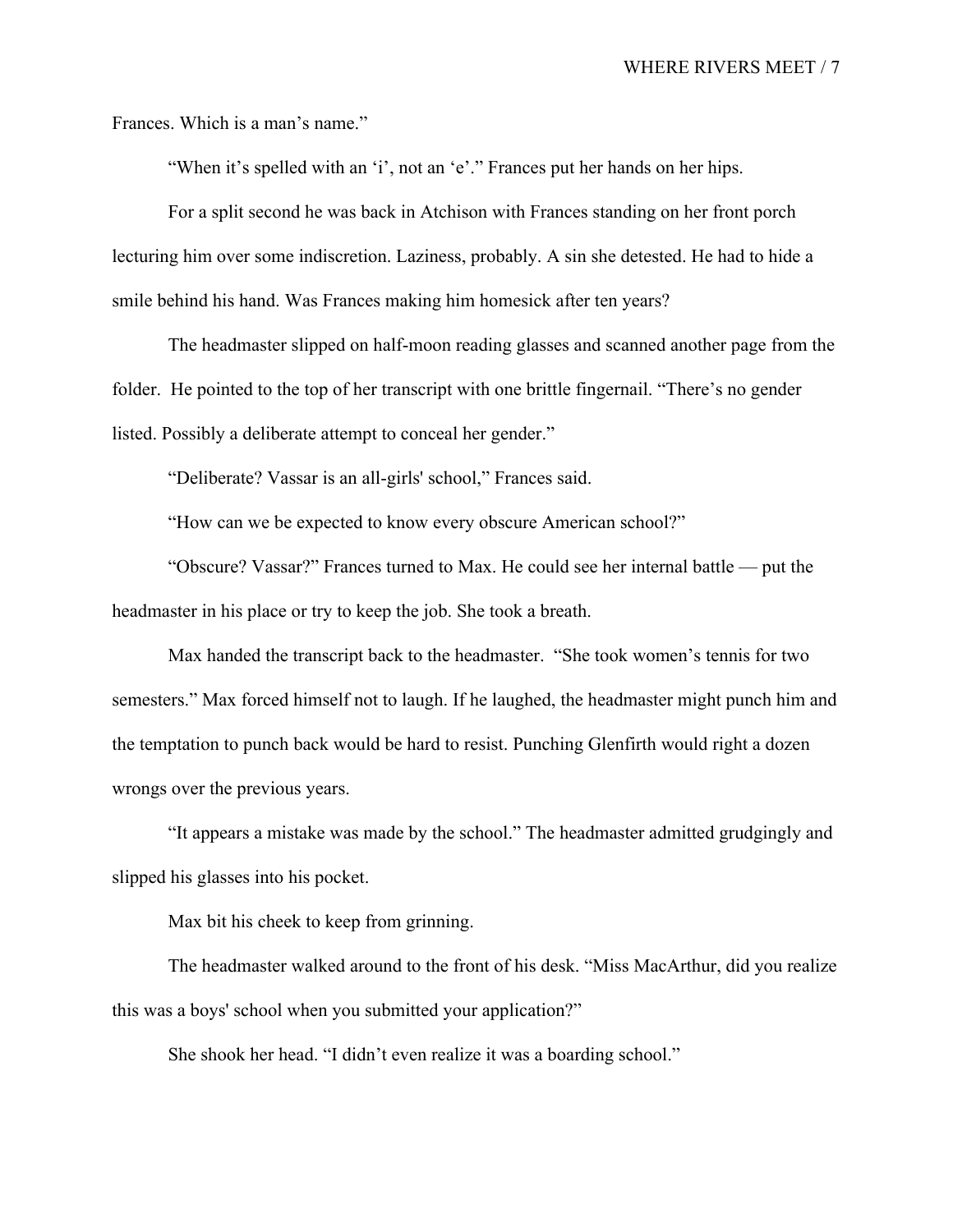Frances. Which is a man's name."

"When it's spelled with an 'i', not an 'e'." Frances put her hands on her hips.

For a split second he was back in Atchison with Frances standing on her front porch lecturing him over some indiscretion. Laziness, probably. A sin she detested. He had to hide a smile behind his hand. Was Frances making him homesick after ten years?

The headmaster slipped on half-moon reading glasses and scanned another page from the folder. He pointed to the top of her transcript with one brittle fingernail. "There's no gender listed. Possibly a deliberate attempt to conceal her gender."

"Deliberate? Vassar is an all-girls' school," Frances said.

"How can we be expected to know every obscure American school?"

"Obscure? Vassar?" Frances turned to Max. He could see her internal battle — put the headmaster in his place or try to keep the job. She took a breath.

Max handed the transcript back to the headmaster. "She took women's tennis for two semesters." Max forced himself not to laugh. If he laughed, the headmaster might punch him and the temptation to punch back would be hard to resist. Punching Glenfirth would right a dozen wrongs over the previous years.

"It appears a mistake was made by the school." The headmaster admitted grudgingly and slipped his glasses into his pocket.

Max bit his cheek to keep from grinning.

The headmaster walked around to the front of his desk. "Miss MacArthur, did you realize this was a boys' school when you submitted your application?"

She shook her head. "I didn't even realize it was a boarding school."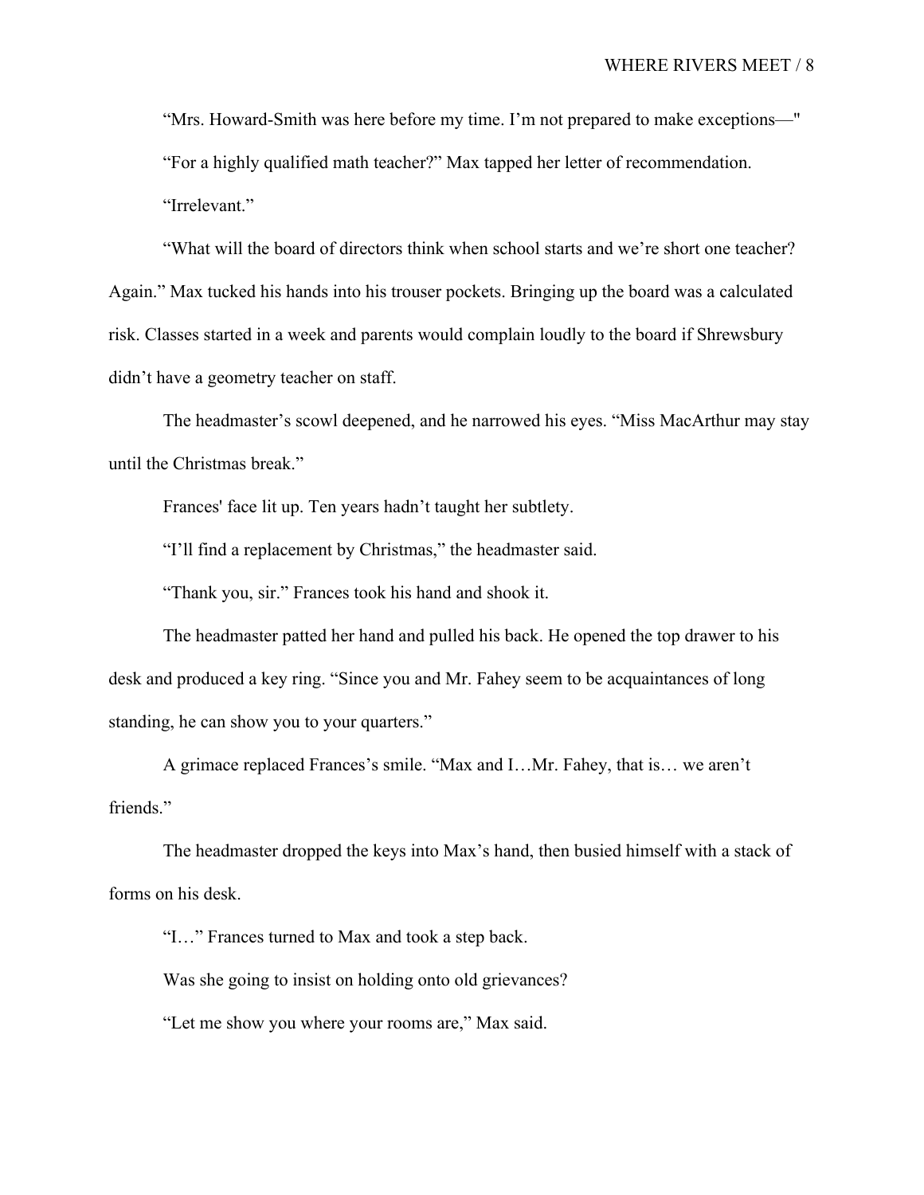"Mrs. Howard-Smith was here before my time. I'm not prepared to make exceptions—"

"For a highly qualified math teacher?" Max tapped her letter of recommendation.

"Irrelevant."

"What will the board of directors think when school starts and we're short one teacher? Again." Max tucked his hands into his trouser pockets. Bringing up the board was a calculated risk. Classes started in a week and parents would complain loudly to the board if Shrewsbury didn't have a geometry teacher on staff.

The headmaster's scowl deepened, and he narrowed his eyes. "Miss MacArthur may stay until the Christmas break."

Frances' face lit up. Ten years hadn't taught her subtlety.

"I'll find a replacement by Christmas," the headmaster said.

"Thank you, sir." Frances took his hand and shook it.

The headmaster patted her hand and pulled his back. He opened the top drawer to his desk and produced a key ring. "Since you and Mr. Fahey seem to be acquaintances of long standing, he can show you to your quarters."

A grimace replaced Frances's smile. "Max and I…Mr. Fahey, that is… we aren't friends."

The headmaster dropped the keys into Max's hand, then busied himself with a stack of forms on his desk.

"I…" Frances turned to Max and took a step back.

Was she going to insist on holding onto old grievances?

"Let me show you where your rooms are," Max said.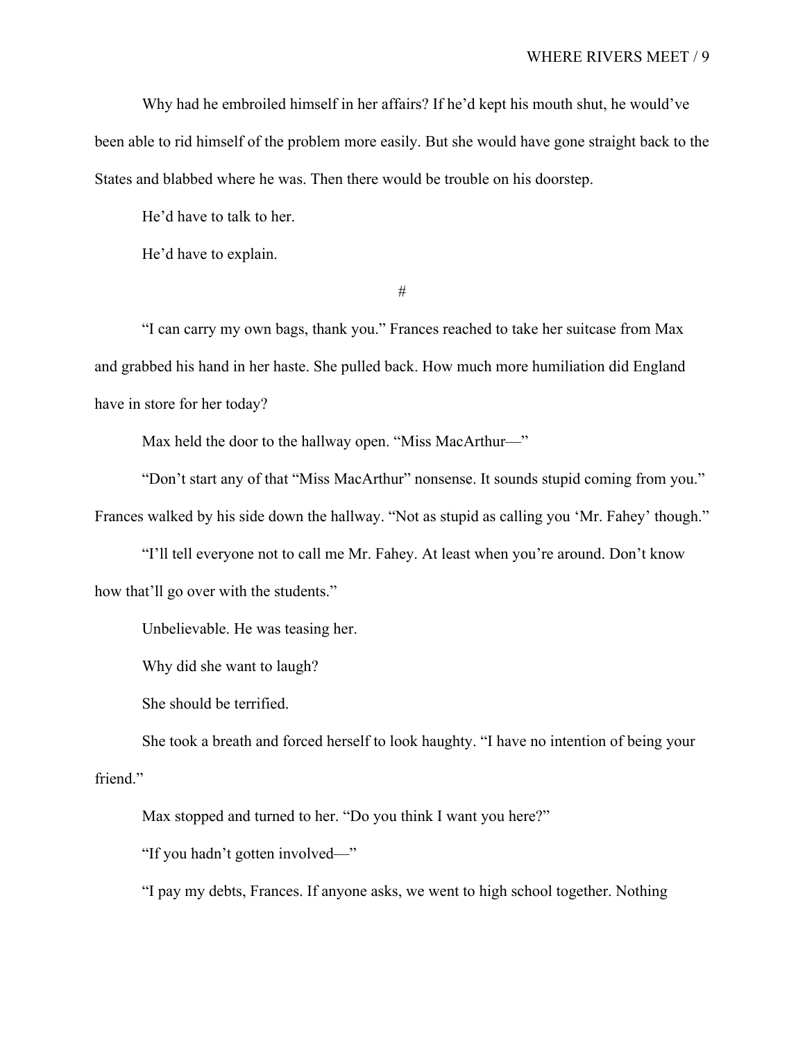Why had he embroiled himself in her affairs? If he'd kept his mouth shut, he would've been able to rid himself of the problem more easily. But she would have gone straight back to the States and blabbed where he was. Then there would be trouble on his doorstep.

He'd have to talk to her.

He'd have to explain.

#

"I can carry my own bags, thank you." Frances reached to take her suitcase from Max and grabbed his hand in her haste. She pulled back. How much more humiliation did England have in store for her today?

Max held the door to the hallway open. "Miss MacArthur—"

"Don't start any of that "Miss MacArthur" nonsense. It sounds stupid coming from you." Frances walked by his side down the hallway. "Not as stupid as calling you 'Mr. Fahey' though."

"I'll tell everyone not to call me Mr. Fahey. At least when you're around. Don't know how that'll go over with the students."

Unbelievable. He was teasing her.

Why did she want to laugh?

She should be terrified.

She took a breath and forced herself to look haughty. "I have no intention of being your friend."

Max stopped and turned to her. "Do you think I want you here?"

"If you hadn't gotten involved—"

"I pay my debts, Frances. If anyone asks, we went to high school together. Nothing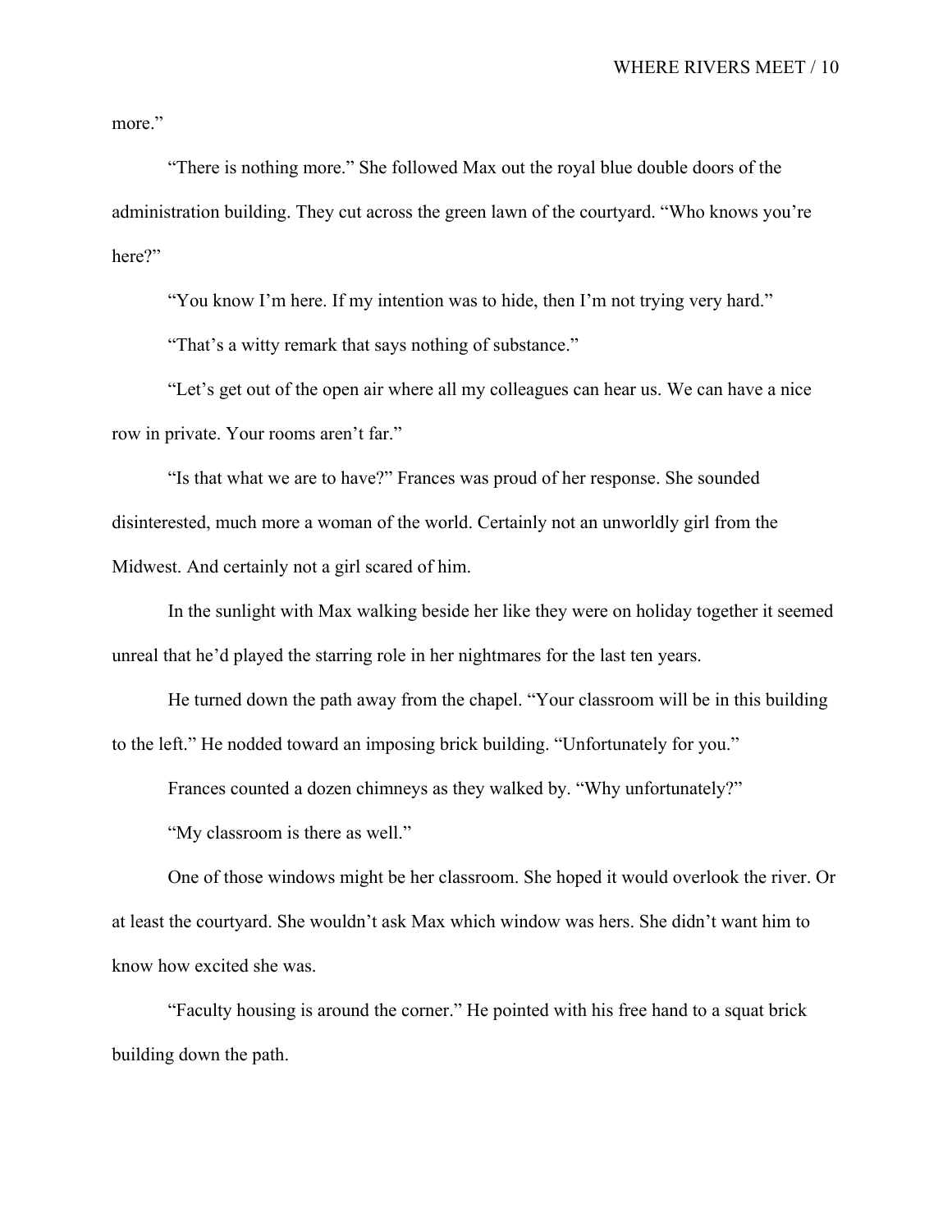more."

"There is nothing more." She followed Max out the royal blue double doors of the administration building. They cut across the green lawn of the courtyard. "Who knows you're here?"

"You know I'm here. If my intention was to hide, then I'm not trying very hard."

"That's a witty remark that says nothing of substance."

"Let's get out of the open air where all my colleagues can hear us. We can have a nice row in private. Your rooms aren't far."

"Is that what we are to have?" Frances was proud of her response. She sounded disinterested, much more a woman of the world. Certainly not an unworldly girl from the Midwest. And certainly not a girl scared of him.

In the sunlight with Max walking beside her like they were on holiday together it seemed unreal that he'd played the starring role in her nightmares for the last ten years.

He turned down the path away from the chapel. "Your classroom will be in this building to the left." He nodded toward an imposing brick building. "Unfortunately for you."

Frances counted a dozen chimneys as they walked by. "Why unfortunately?"

"My classroom is there as well."

One of those windows might be her classroom. She hoped it would overlook the river. Or at least the courtyard. She wouldn't ask Max which window was hers. She didn't want him to know how excited she was.

"Faculty housing is around the corner." He pointed with his free hand to a squat brick building down the path.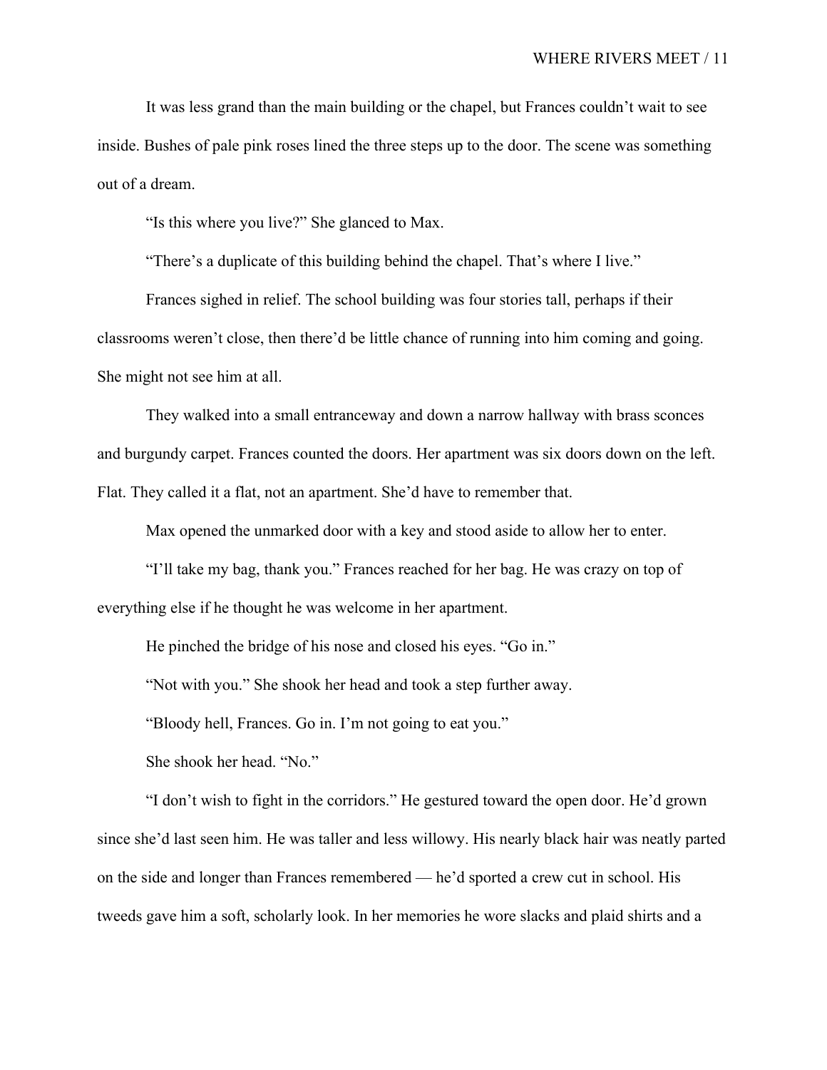It was less grand than the main building or the chapel, but Frances couldn't wait to see inside. Bushes of pale pink roses lined the three steps up to the door. The scene was something out of a dream.

"Is this where you live?" She glanced to Max.

"There's a duplicate of this building behind the chapel. That's where I live."

Frances sighed in relief. The school building was four stories tall, perhaps if their classrooms weren't close, then there'd be little chance of running into him coming and going. She might not see him at all.

They walked into a small entranceway and down a narrow hallway with brass sconces and burgundy carpet. Frances counted the doors. Her apartment was six doors down on the left. Flat. They called it a flat, not an apartment. She'd have to remember that.

Max opened the unmarked door with a key and stood aside to allow her to enter.

"I'll take my bag, thank you." Frances reached for her bag. He was crazy on top of everything else if he thought he was welcome in her apartment.

He pinched the bridge of his nose and closed his eyes. "Go in."

"Not with you." She shook her head and took a step further away.

"Bloody hell, Frances. Go in. I'm not going to eat you."

She shook her head. "No."

"I don't wish to fight in the corridors." He gestured toward the open door. He'd grown since she'd last seen him. He was taller and less willowy. His nearly black hair was neatly parted on the side and longer than Frances remembered — he'd sported a crew cut in school. His tweeds gave him a soft, scholarly look. In her memories he wore slacks and plaid shirts and a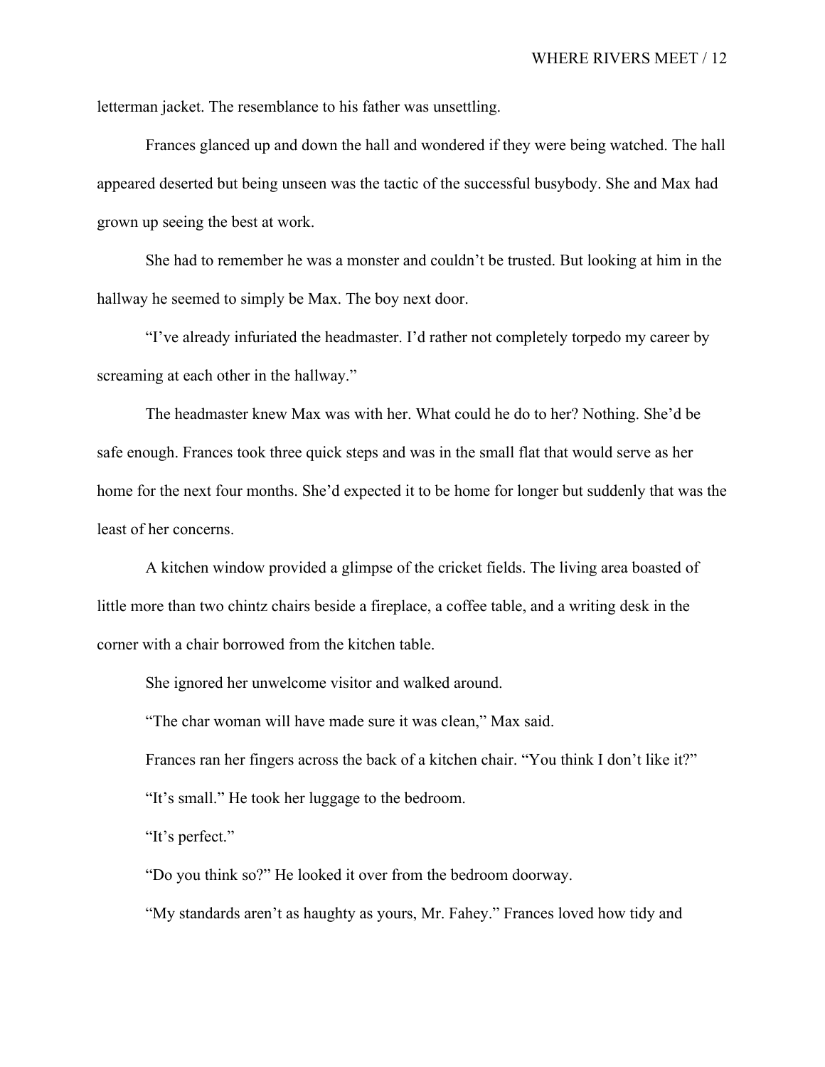letterman jacket. The resemblance to his father was unsettling.

Frances glanced up and down the hall and wondered if they were being watched. The hall appeared deserted but being unseen was the tactic of the successful busybody. She and Max had grown up seeing the best at work.

She had to remember he was a monster and couldn't be trusted. But looking at him in the hallway he seemed to simply be Max. The boy next door.

"I've already infuriated the headmaster. I'd rather not completely torpedo my career by screaming at each other in the hallway."

The headmaster knew Max was with her. What could he do to her? Nothing. She'd be safe enough. Frances took three quick steps and was in the small flat that would serve as her home for the next four months. She'd expected it to be home for longer but suddenly that was the least of her concerns.

A kitchen window provided a glimpse of the cricket fields. The living area boasted of little more than two chintz chairs beside a fireplace, a coffee table, and a writing desk in the corner with a chair borrowed from the kitchen table.

She ignored her unwelcome visitor and walked around.

"The char woman will have made sure it was clean," Max said.

Frances ran her fingers across the back of a kitchen chair. "You think I don't like it?"

"It's small." He took her luggage to the bedroom.

"It's perfect."

"Do you think so?" He looked it over from the bedroom doorway.

"My standards aren't as haughty as yours, Mr. Fahey." Frances loved how tidy and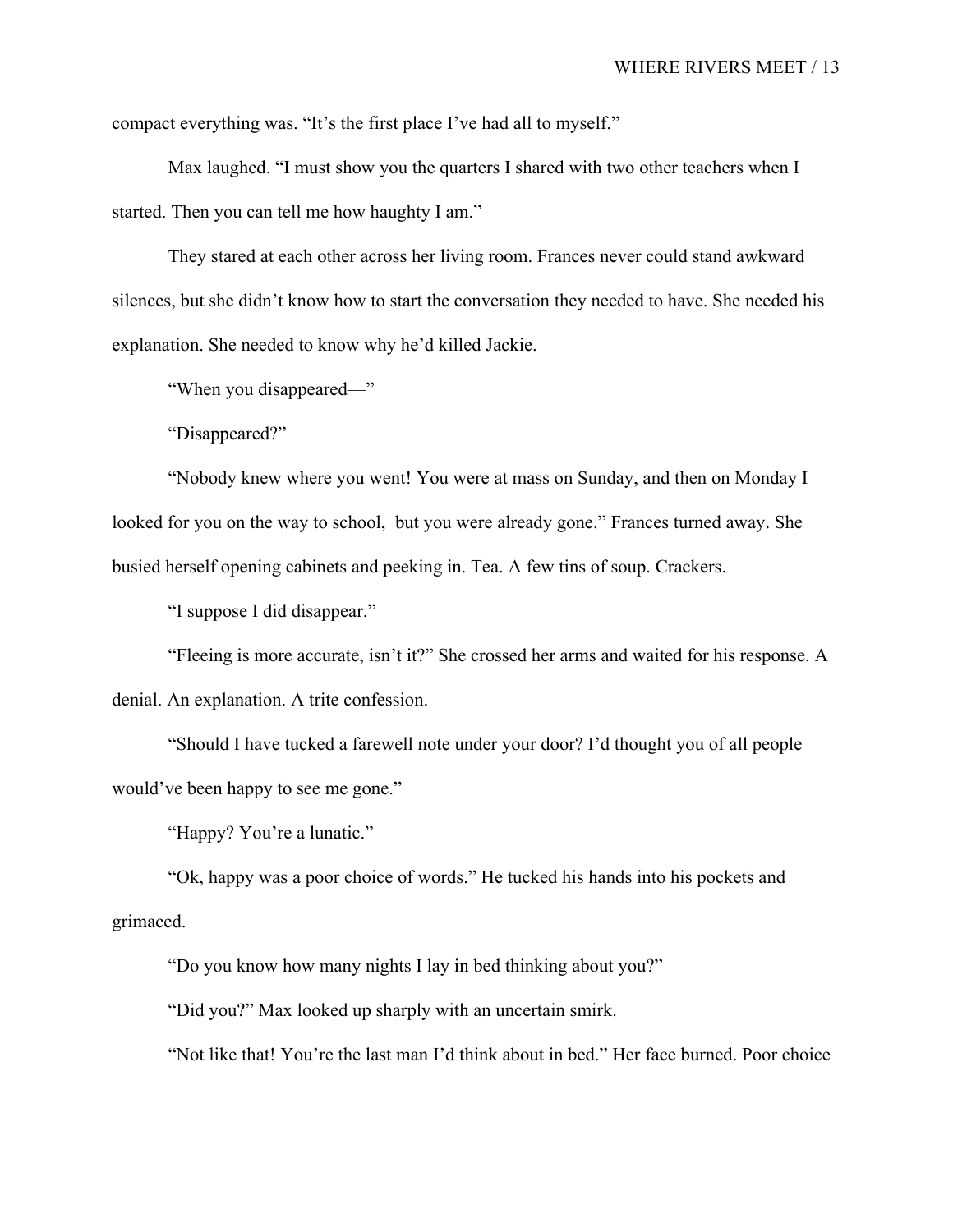compact everything was. "It's the first place I've had all to myself."

Max laughed. "I must show you the quarters I shared with two other teachers when I started. Then you can tell me how haughty I am."

They stared at each other across her living room. Frances never could stand awkward silences, but she didn't know how to start the conversation they needed to have. She needed his explanation. She needed to know why he'd killed Jackie.

"When you disappeared—"

"Disappeared?"

"Nobody knew where you went! You were at mass on Sunday, and then on Monday I looked for you on the way to school, but you were already gone." Frances turned away. She busied herself opening cabinets and peeking in. Tea. A few tins of soup. Crackers.

"I suppose I did disappear."

"Fleeing is more accurate, isn't it?" She crossed her arms and waited for his response. A denial. An explanation. A trite confession.

"Should I have tucked a farewell note under your door? I'd thought you of all people would've been happy to see me gone."

"Happy? You're a lunatic."

"Ok, happy was a poor choice of words." He tucked his hands into his pockets and grimaced.

"Do you know how many nights I lay in bed thinking about you?"

"Did you?" Max looked up sharply with an uncertain smirk.

"Not like that! You're the last man I'd think about in bed." Her face burned. Poor choice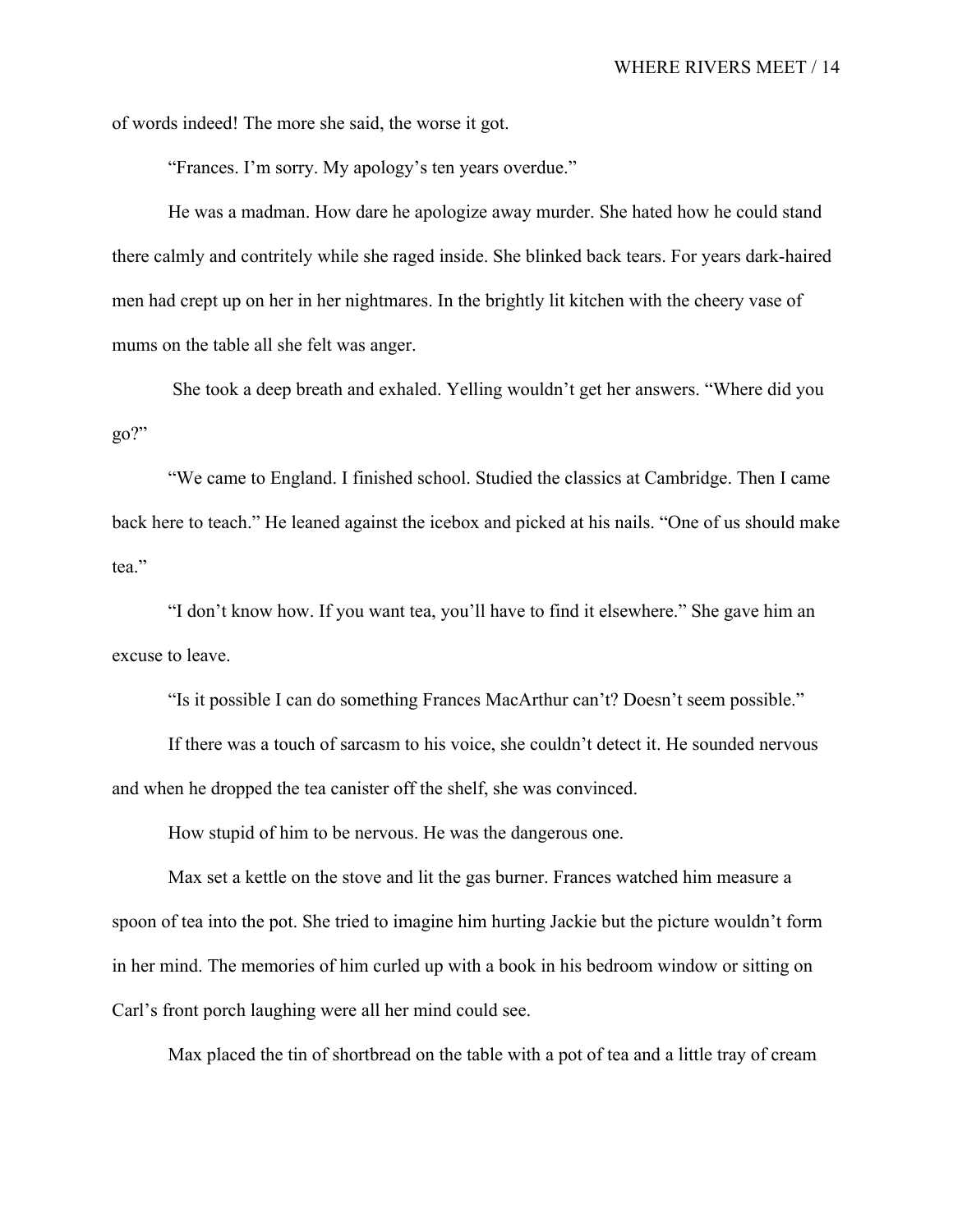of words indeed! The more she said, the worse it got.

"Frances. I'm sorry. My apology's ten years overdue."

He was a madman. How dare he apologize away murder. She hated how he could stand there calmly and contritely while she raged inside. She blinked back tears. For years dark-haired men had crept up on her in her nightmares. In the brightly lit kitchen with the cheery vase of mums on the table all she felt was anger.

She took a deep breath and exhaled. Yelling wouldn't get her answers. "Where did you go?"

"We came to England. I finished school. Studied the classics at Cambridge. Then I came back here to teach." He leaned against the icebox and picked at his nails. "One of us should make tea."

"I don't know how. If you want tea, you'll have to find it elsewhere." She gave him an excuse to leave.

"Is it possible I can do something Frances MacArthur can't? Doesn't seem possible."

If there was a touch of sarcasm to his voice, she couldn't detect it. He sounded nervous and when he dropped the tea canister off the shelf, she was convinced.

How stupid of him to be nervous. He was the dangerous one.

Max set a kettle on the stove and lit the gas burner. Frances watched him measure a spoon of tea into the pot. She tried to imagine him hurting Jackie but the picture wouldn't form in her mind. The memories of him curled up with a book in his bedroom window or sitting on Carl's front porch laughing were all her mind could see.

Max placed the tin of shortbread on the table with a pot of tea and a little tray of cream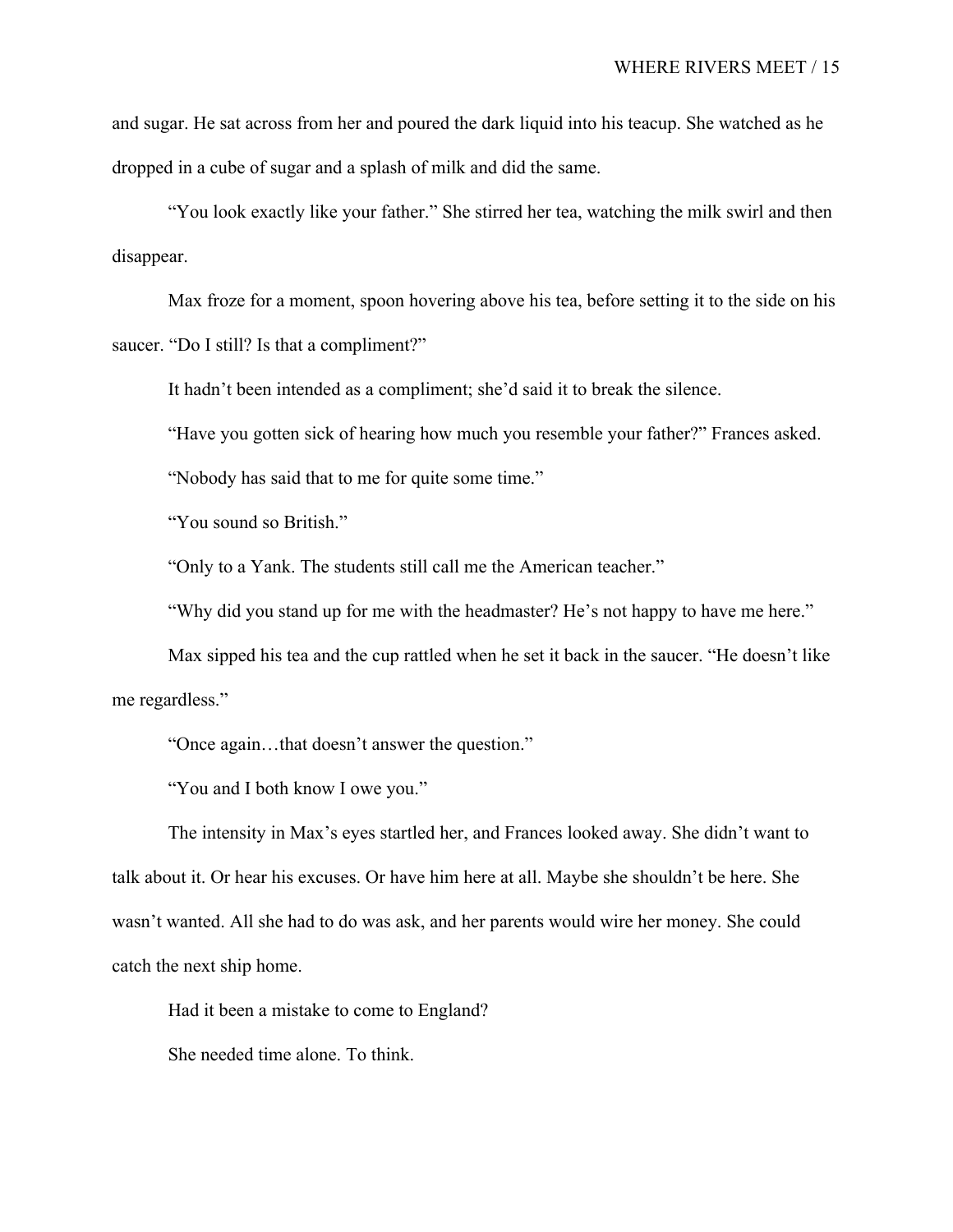and sugar. He sat across from her and poured the dark liquid into his teacup. She watched as he dropped in a cube of sugar and a splash of milk and did the same.

"You look exactly like your father." She stirred her tea, watching the milk swirl and then disappear.

Max froze for a moment, spoon hovering above his tea, before setting it to the side on his saucer. "Do I still? Is that a compliment?"

It hadn't been intended as a compliment; she'd said it to break the silence.

"Have you gotten sick of hearing how much you resemble your father?" Frances asked.

"Nobody has said that to me for quite some time."

"You sound so British."

"Only to a Yank. The students still call me the American teacher."

"Why did you stand up for me with the headmaster? He's not happy to have me here."

Max sipped his tea and the cup rattled when he set it back in the saucer. "He doesn't like me regardless."

"Once again…that doesn't answer the question."

"You and I both know I owe you."

The intensity in Max's eyes startled her, and Frances looked away. She didn't want to talk about it. Or hear his excuses. Or have him here at all. Maybe she shouldn't be here. She wasn't wanted. All she had to do was ask, and her parents would wire her money. She could catch the next ship home.

Had it been a mistake to come to England?

She needed time alone. To think.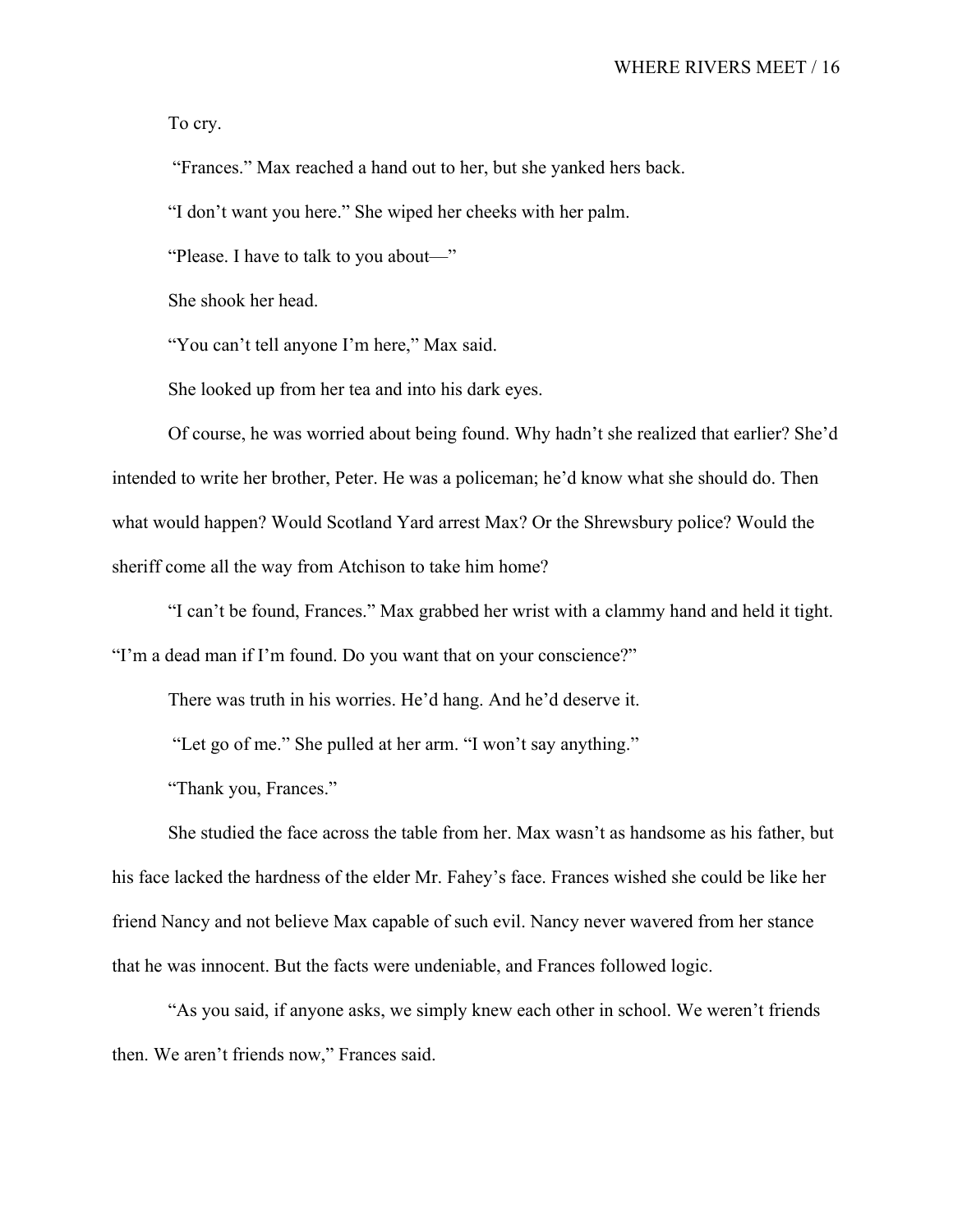To cry.

"Frances." Max reached a hand out to her, but she yanked hers back.

"I don't want you here." She wiped her cheeks with her palm.

"Please. I have to talk to you about—"

She shook her head.

"You can't tell anyone I'm here," Max said.

She looked up from her tea and into his dark eyes.

Of course, he was worried about being found. Why hadn't she realized that earlier? She'd intended to write her brother, Peter. He was a policeman; he'd know what she should do. Then what would happen? Would Scotland Yard arrest Max? Or the Shrewsbury police? Would the sheriff come all the way from Atchison to take him home?

"I can't be found, Frances." Max grabbed her wrist with a clammy hand and held it tight. "I'm a dead man if I'm found. Do you want that on your conscience?"

There was truth in his worries. He'd hang. And he'd deserve it.

"Let go of me." She pulled at her arm. "I won't say anything."

"Thank you, Frances."

She studied the face across the table from her. Max wasn't as handsome as his father, but his face lacked the hardness of the elder Mr. Fahey's face. Frances wished she could be like her friend Nancy and not believe Max capable of such evil. Nancy never wavered from her stance that he was innocent. But the facts were undeniable, and Frances followed logic.

"As you said, if anyone asks, we simply knew each other in school. We weren't friends then. We aren't friends now," Frances said.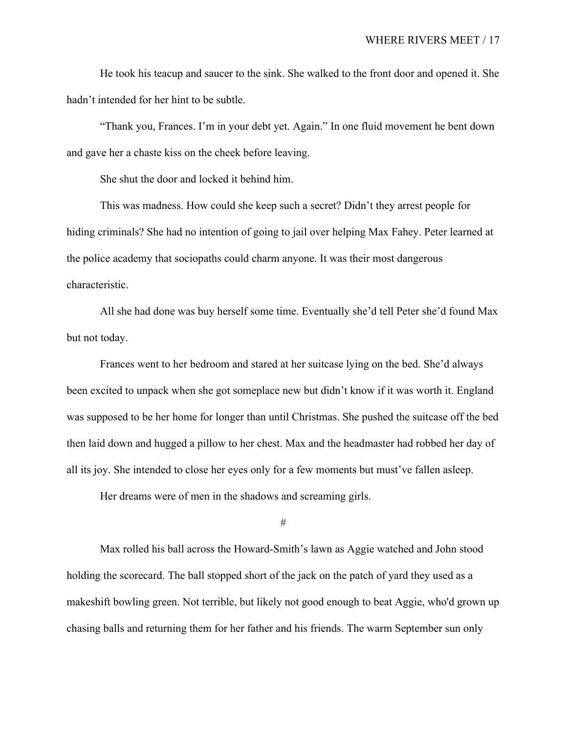He took his teacup and saucer to the sink. She walked to the front door and opened it. She hadn't intended for her hint to be subtle.

"Thank you, Frances. I'm in your debt yet. Again." In one fluid movement he bent down and gave her a chaste kiss on the cheek before leaving.

She shut the door and locked it behind him.

This was madness. How could she keep such a secret? Didn't they arrest people for hiding criminals? She had no intention of going to jail over helping Max Fahey. Peter learned at the police academy that sociopaths could charm anyone. It was their most dangerous characteristic.

All she had done was buy herself some time. Eventually she'd tell Peter she'd found Max but not today.

Frances went to her bedroom and stared at her suitcase lying on the bed. She'd always been excited to unpack when she got someplace new but didn't know if it was worth it. England was supposed to be her home for longer than until Christmas. She pushed the suitcase off the bed then laid down and hugged a pillow to her chest. Max and the headmaster had robbed her day of all its joy. She intended to close her eyes only for a few moments but must've fallen asleep.

Her dreams were of men in the shadows and screaming girls.

#

Max rolled his ball across the Howard-Smith's lawn as Aggie watched and John stood holding the scorecard. The ball stopped short of the jack on the patch of yard they used as a makeshift bowling green. Not terrible, but likely not good enough to beat Aggie, who'd grown up chasing balls and returning them for her father and his friends. The warm September sun only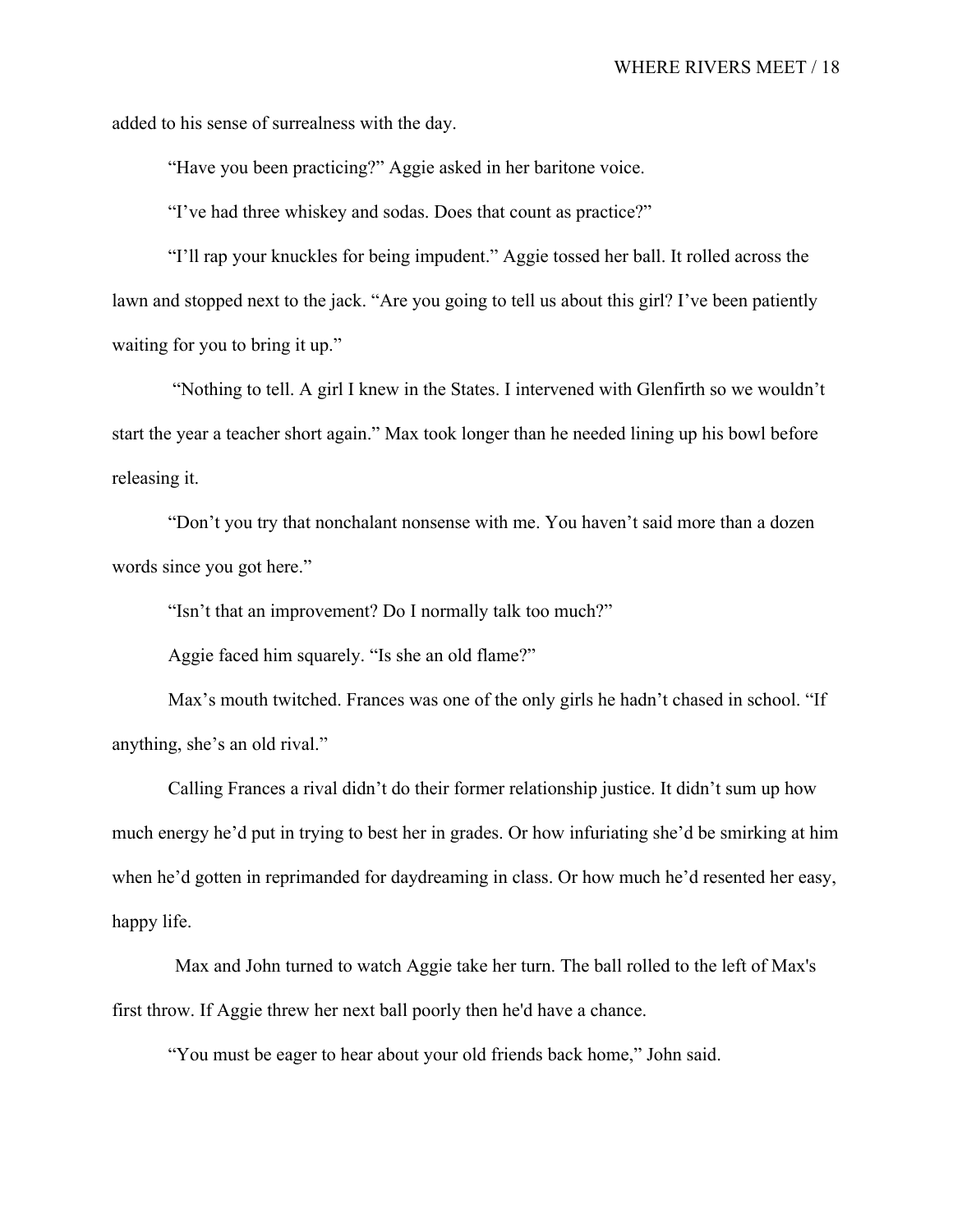added to his sense of surrealness with the day.

"Have you been practicing?" Aggie asked in her baritone voice.

"I've had three whiskey and sodas. Does that count as practice?"

"I'll rap your knuckles for being impudent." Aggie tossed her ball. It rolled across the lawn and stopped next to the jack. "Are you going to tell us about this girl? I've been patiently waiting for you to bring it up."

"Nothing to tell. A girl I knew in the States. I intervened with Glenfirth so we wouldn't start the year a teacher short again." Max took longer than he needed lining up his bowl before releasing it.

"Don't you try that nonchalant nonsense with me. You haven't said more than a dozen words since you got here."

"Isn't that an improvement? Do I normally talk too much?"

Aggie faced him squarely. "Is she an old flame?"

Max's mouth twitched. Frances was one of the only girls he hadn't chased in school. "If anything, she's an old rival."

Calling Frances a rival didn't do their former relationship justice. It didn't sum up how much energy he'd put in trying to best her in grades. Or how infuriating she'd be smirking at him when he'd gotten in reprimanded for daydreaming in class. Or how much he'd resented her easy, happy life.

Max and John turned to watch Aggie take her turn. The ball rolled to the left of Max's first throw. If Aggie threw her next ball poorly then he'd have a chance.

"You must be eager to hear about your old friends back home," John said.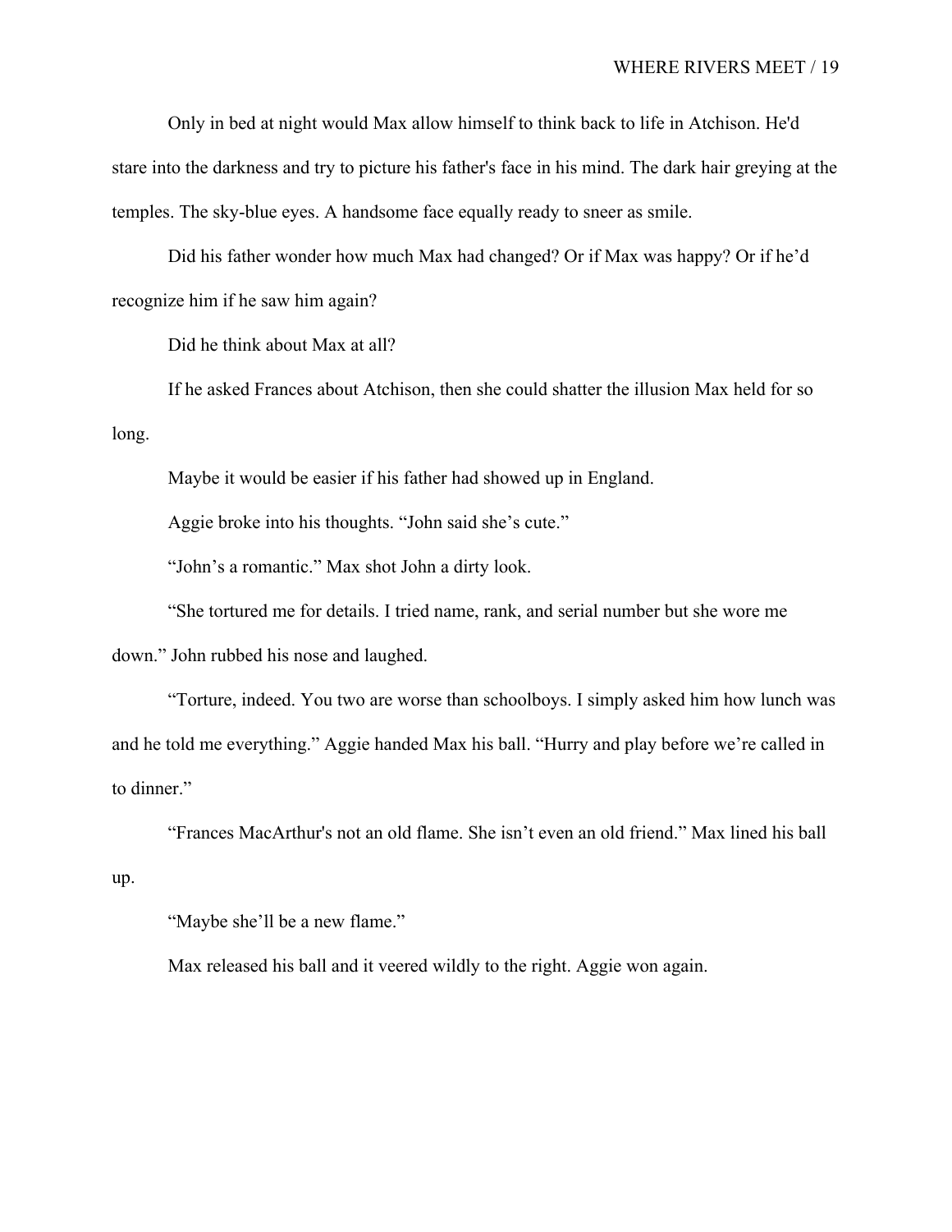Only in bed at night would Max allow himself to think back to life in Atchison. He'd stare into the darkness and try to picture his father's face in his mind. The dark hair greying at the temples. The sky-blue eyes. A handsome face equally ready to sneer as smile.

Did his father wonder how much Max had changed? Or if Max was happy? Or if he'd recognize him if he saw him again?

Did he think about Max at all?

If he asked Frances about Atchison, then she could shatter the illusion Max held for so long.

Maybe it would be easier if his father had showed up in England.

Aggie broke into his thoughts. "John said she's cute."

"John's a romantic." Max shot John a dirty look.

"She tortured me for details. I tried name, rank, and serial number but she wore me down." John rubbed his nose and laughed.

"Torture, indeed. You two are worse than schoolboys. I simply asked him how lunch was and he told me everything." Aggie handed Max his ball. "Hurry and play before we're called in to dinner."

"Frances MacArthur's not an old flame. She isn't even an old friend." Max lined his ball up.

"Maybe she'll be a new flame."

Max released his ball and it veered wildly to the right. Aggie won again.